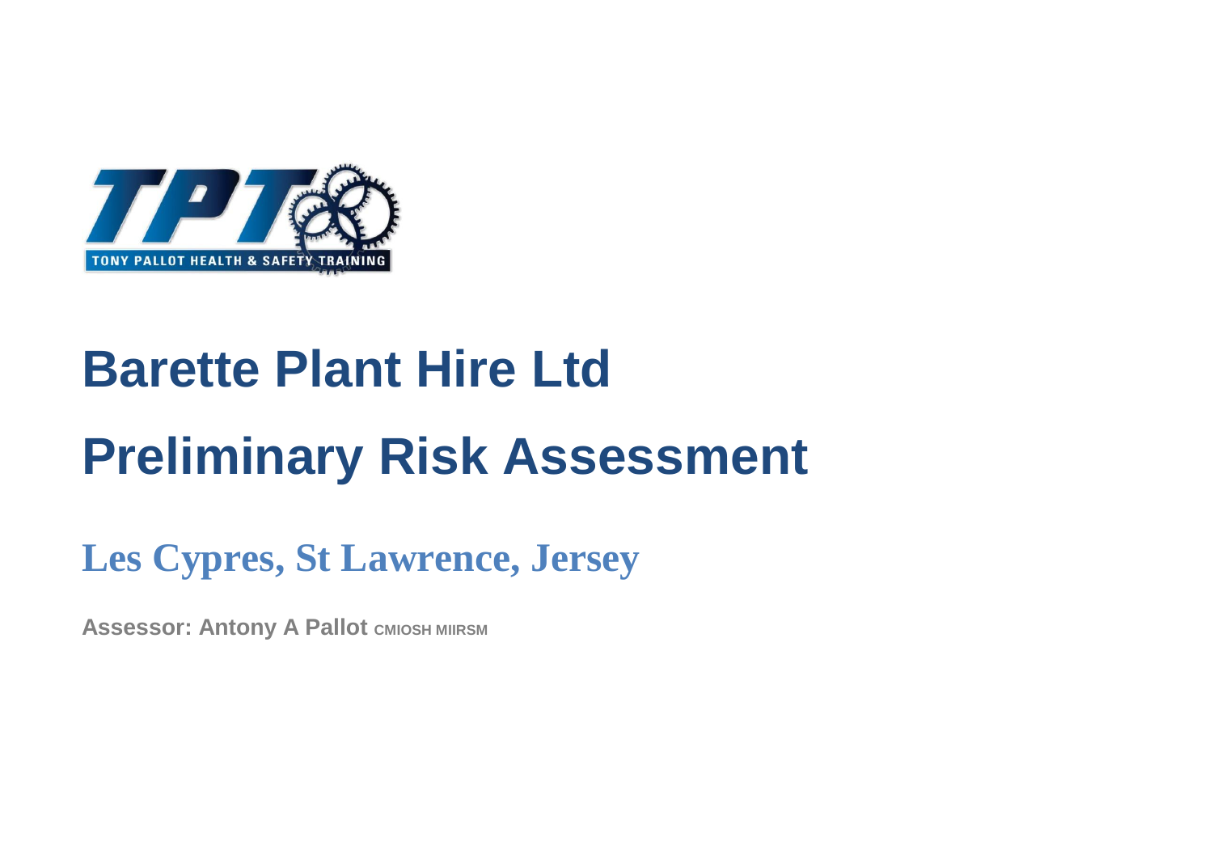TPT

TONY PALLOT HEALTH & SAFETY TRAINING

# Barette Plant Hire Ltd

# Preliminary Risk Assessment

## Les Cypres, St Lawrence, Jersey

**Assessor: Antony A Pallot** CMIOSH MIIRSM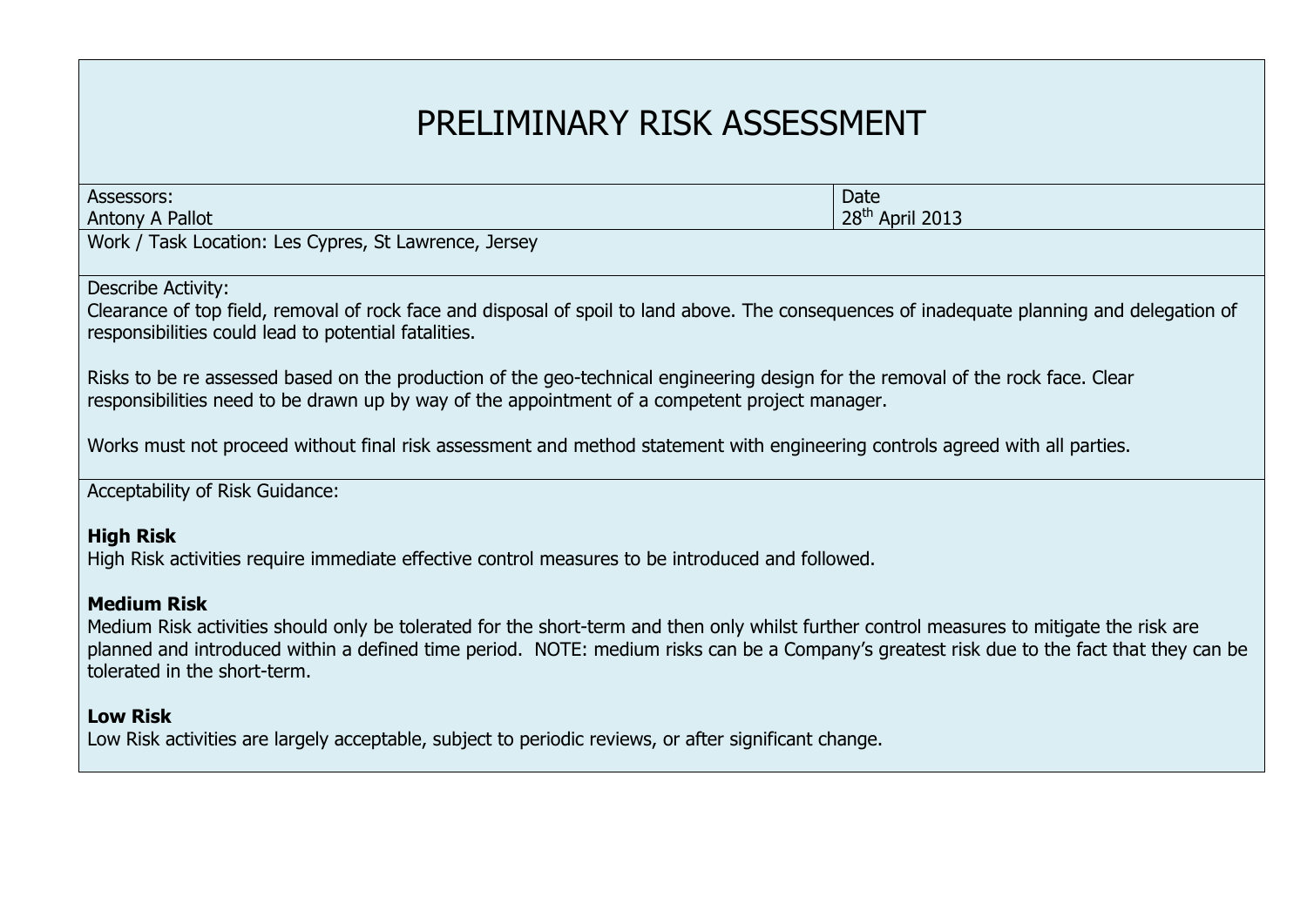# PRELIMINARY RISK ASSESSMENT

| Assessors: Antony A Pallot | Date 28th April 2013 |
|---|---|
| Work / Task Location: Les Cypres, St Lawrence, Jersey | |

Describe Activity:

Clearance of top field, removal of rock face and disposal of spoil to land above. The consequences of inadequate planning and delegation of responsibilities could lead to potential fatalities.

Risks to be re assessed based on the production of the geo-technical engineering design for the removal of the rock face. Clear responsibilities need to be drawn up by way of the appointment of a competent project manager.

Works must not proceed without final risk assessment and method statement with engineering controls agreed with all parties.

Acceptability of Risk Guidance:

**High Risk**

High Risk activities require immediate effective control measures to be introduced and followed.

**Medium Risk**

Medium Risk activities should only be tolerated for the short-term and then only whilst further control measures to mitigate the risk are planned and introduced within a defined time period. NOTE: medium risks can be a Company's greatest risk due to the fact that they can be tolerated in the short-term.

**Low Risk**

Low Risk activities are largely acceptable, subject to periodic reviews, or after significant change.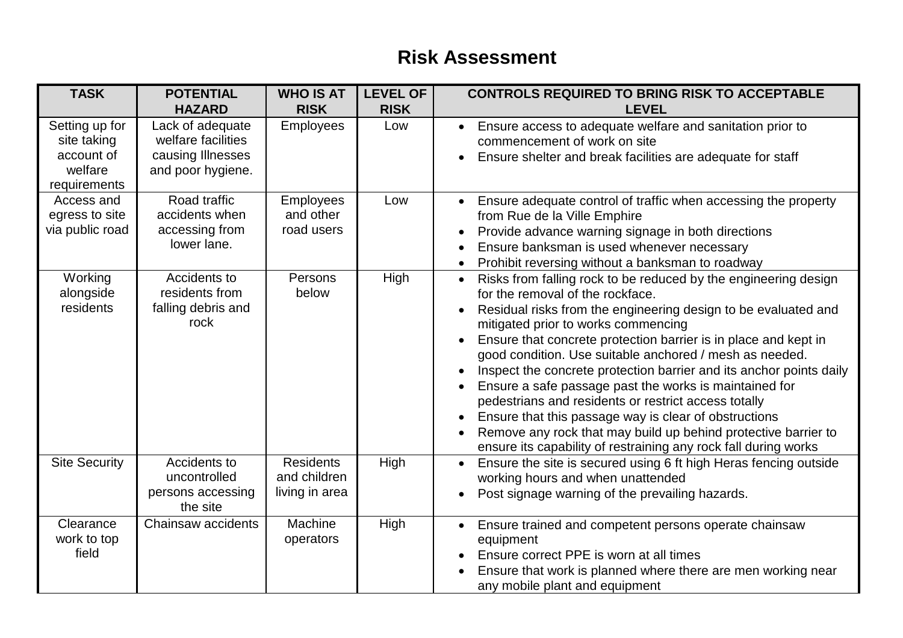# Risk Assessment

| TASK | POTENTIAL HAZARD | WHO IS AT RISK | LEVEL OF RISK | CONTROLS REQUIRED TO BRING RISK TO ACCEPTABLE LEVEL |
|---|---|---|---|---|
| Setting up for site taking account of welfare requirements | Lack of adequate welfare facilities causing Illnesses and poor hygiene. | Employees | Low | • Ensure access to adequate welfare and sanitation prior to commencement of work on site<br>• Ensure shelter and break facilities are adequate for staff |
| Access and egress to site via public road | Road traffic accidents when accessing from lower lane. | Employees and other road users | Low | • Ensure adequate control of traffic when accessing the property from Rue de la Ville Emphire<br>• Provide advance warning signage in both directions<br>• Ensure banksman is used whenever necessary<br>• Prohibit reversing without a banksman to roadway |
| Working alongside residents | Accidents to residents from falling debris and rock | Persons below | High | • Risks from falling rock to be reduced by the engineering design for the removal of the rockface.<br>• Residual risks from the engineering design to be evaluated and mitigated prior to works commencing<br>• Ensure that concrete protection barrier is in place and kept in good condition. Use suitable anchored / mesh as needed.<br>• Inspect the concrete protection barrier and its anchor points daily<br>• Ensure a safe passage past the works is maintained for pedestrians and residents or restrict access totally<br>• Ensure that this passage way is clear of obstructions<br>• Remove any rock that may build up behind protective barrier to ensure its capability of restraining any rock fall during works |
| Site Security | Accidents to uncontrolled persons accessing the site | Residents and children living in area | High | • Ensure the site is secured using 6 ft high Heras fencing outside working hours and when unattended<br>• Post signage warning of the prevailing hazards. |
| Clearance work to top field | Chainsaw accidents | Machine operators | High | • Ensure trained and competent persons operate chainsaw equipment<br>• Ensure correct PPE is worn at all times<br>• Ensure that work is planned where there are men working near any mobile plant and equipment |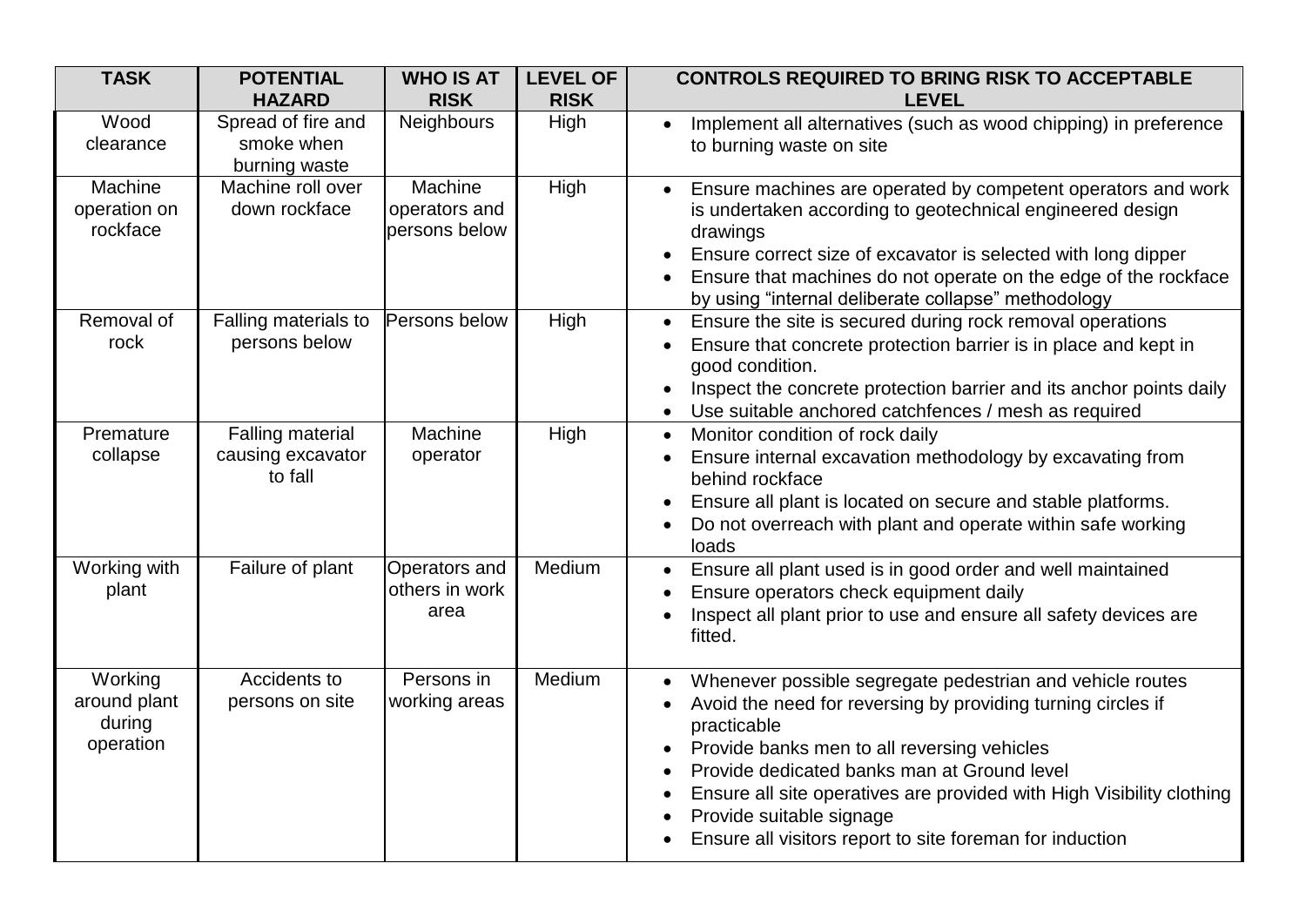| TASK | POTENTIAL HAZARD | WHO IS AT RISK | LEVEL OF RISK | CONTROLS REQUIRED TO BRING RISK TO ACCEPTABLE LEVEL |
|---|---|---|---|---|
| Wood clearance | Spread of fire and smoke when burning waste | Neighbours | High | • Implement all alternatives (such as wood chipping) in preference to burning waste on site |
| Machine operation on rockface | Machine roll over down rockface | Machine operators and persons below | High | • Ensure machines are operated by competent operators and work is undertaken according to geotechnical engineered design drawings<br>• Ensure correct size of excavator is selected with long dipper<br>• Ensure that machines do not operate on the edge of the rockface by using "internal deliberate collapse" methodology |
| Removal of rock | Falling materials to persons below | Persons below | High | • Ensure the site is secured during rock removal operations<br>• Ensure that concrete protection barrier is in place and kept in good condition.<br>• Inspect the concrete protection barrier and its anchor points daily<br>• Use suitable anchored catchfences / mesh as required |
| Premature collapse | Falling material causing excavator to fall | Machine operator | High | • Monitor condition of rock daily<br>• Ensure internal excavation methodology by excavating from behind rockface<br>• Ensure all plant is located on secure and stable platforms.<br>• Do not overreach with plant and operate within safe working loads |
| Working with plant | Failure of plant | Operators and others in work area | Medium | • Ensure all plant used is in good order and well maintained<br>• Ensure operators check equipment daily<br>• Inspect all plant prior to use and ensure all safety devices are fitted. |
| Working around plant during operation | Accidents to persons on site | Persons in working areas | Medium | • Whenever possible segregate pedestrian and vehicle routes<br>• Avoid the need for reversing by providing turning circles if practicable<br>• Provide banks men to all reversing vehicles<br>• Provide dedicated banks man at Ground level<br>• Ensure all site operatives are provided with High Visibility clothing<br>• Provide suitable signage<br>• Ensure all visitors report to site foreman for induction |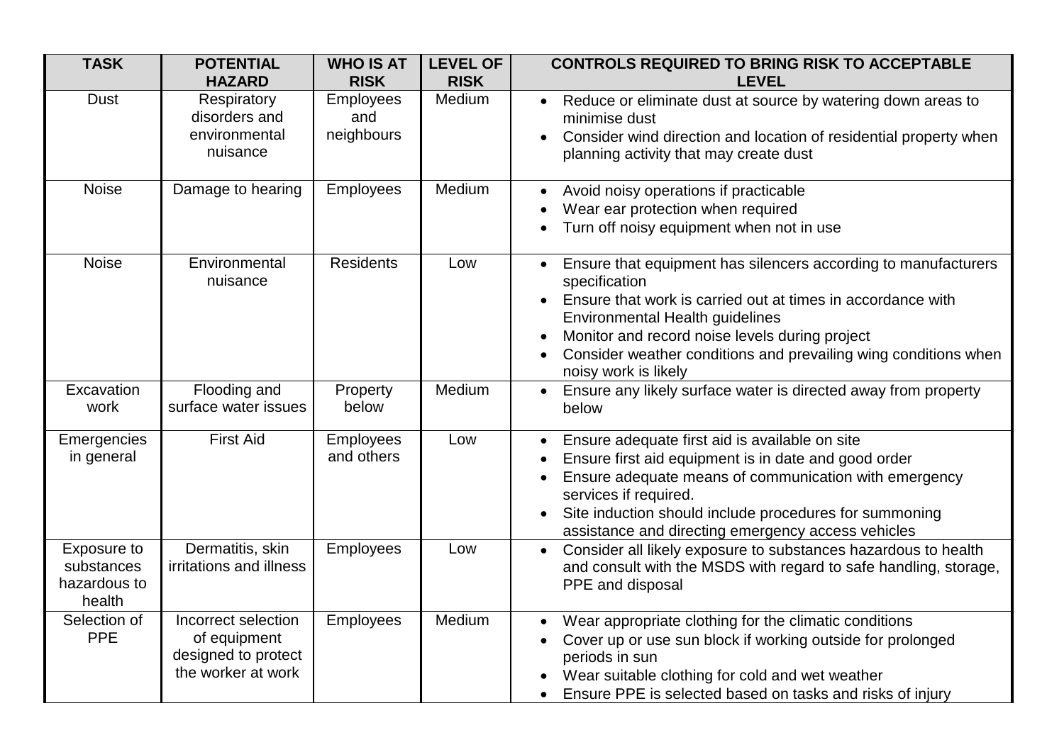| TASK | POTENTIAL HAZARD | WHO IS AT RISK | LEVEL OF RISK | CONTROLS REQUIRED TO BRING RISK TO ACCEPTABLE LEVEL |
|---|---|---|---|---|
| Dust | Respiratory disorders and environmental nuisance | Employees and neighbours | Medium | • Reduce or eliminate dust at source by watering down areas to minimise dust<br>• Consider wind direction and location of residential property when planning activity that may create dust |
| Noise | Damage to hearing | Employees | Medium | • Avoid noisy operations if practicable<br>• Wear ear protection when required<br>• Turn off noisy equipment when not in use |
| Noise | Environmental nuisance | Residents | Low | • Ensure that equipment has silencers according to manufacturers specification<br>• Ensure that work is carried out at times in accordance with Environmental Health guidelines<br>• Monitor and record noise levels during project<br>• Consider weather conditions and prevailing wing conditions when noisy work is likely |
| Excavation work | Flooding and surface water issues | Property below | Medium | • Ensure any likely surface water is directed away from property below |
| Emergencies in general | First Aid | Employees and others | Low | • Ensure adequate first aid is available on site<br>• Ensure first aid equipment is in date and good order<br>• Ensure adequate means of communication with emergency services if required.<br>• Site induction should include procedures for summoning assistance and directing emergency access vehicles |
| Exposure to substances hazardous to health | Dermatitis, skin irritations and illness | Employees | Low | • Consider all likely exposure to substances hazardous to health and consult with the MSDS with regard to safe handling, storage, PPE and disposal |
| Selection of PPE | Incorrect selection of equipment designed to protect the worker at work | Employees | Medium | • Wear appropriate clothing for the climatic conditions<br>• Cover up or use sun block if working outside for prolonged periods in sun<br>• Wear suitable clothing for cold and wet weather<br>• Ensure PPE is selected based on tasks and risks of injury |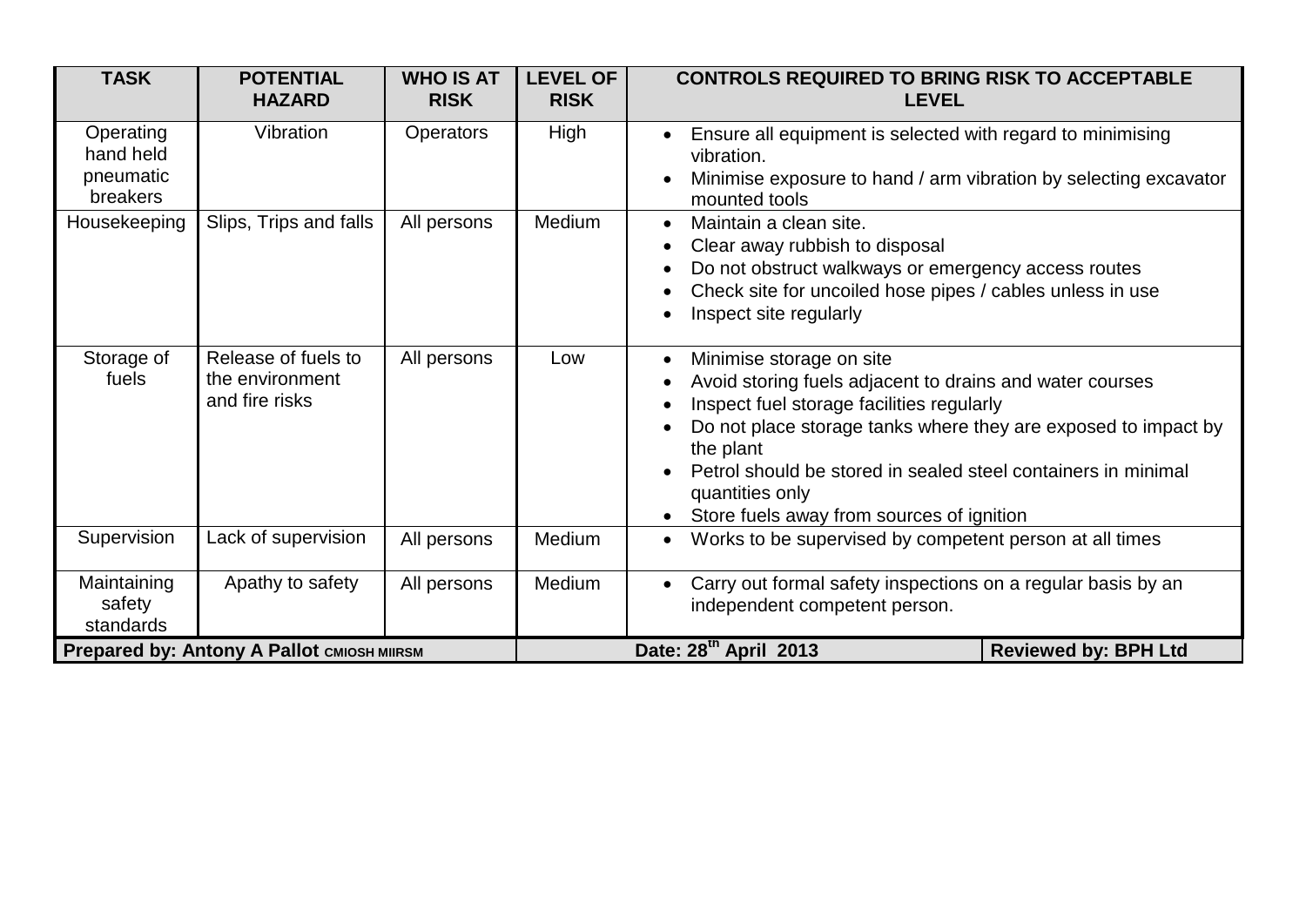| TASK | POTENTIAL HAZARD | WHO IS AT RISK | LEVEL OF RISK | CONTROLS REQUIRED TO BRING RISK TO ACCEPTABLE LEVEL |
|---|---|---|---|---|
| Operating hand held pneumatic breakers | Vibration | Operators | High | • Ensure all equipment is selected with regard to minimising vibration.<br>• Minimise exposure to hand / arm vibration by selecting excavator mounted tools |
| Housekeeping | Slips, Trips and falls | All persons | Medium | • Maintain a clean site.<br>• Clear away rubbish to disposal<br>• Do not obstruct walkways or emergency access routes<br>• Check site for uncoiled hose pipes / cables unless in use<br>• Inspect site regularly |
| Storage of fuels | Release of fuels to the environment and fire risks | All persons | Low | • Minimise storage on site<br>• Avoid storing fuels adjacent to drains and water courses<br>• Inspect fuel storage facilities regularly<br>• Do not place storage tanks where they are exposed to impact by the plant<br>• Petrol should be stored in sealed steel containers in minimal quantities only<br>• Store fuels away from sources of ignition |
| Supervision | Lack of supervision | All persons | Medium | • Works to be supervised by competent person at all times |
| Maintaining safety standards | Apathy to safety | All persons | Medium | • Carry out formal safety inspections on a regular basis by an independent competent person. |

**Prepared by: Antony A Pallot CMIOSH MIIRSM** | **Date: 28th April 2013** | **Reviewed by: BPH Ltd**